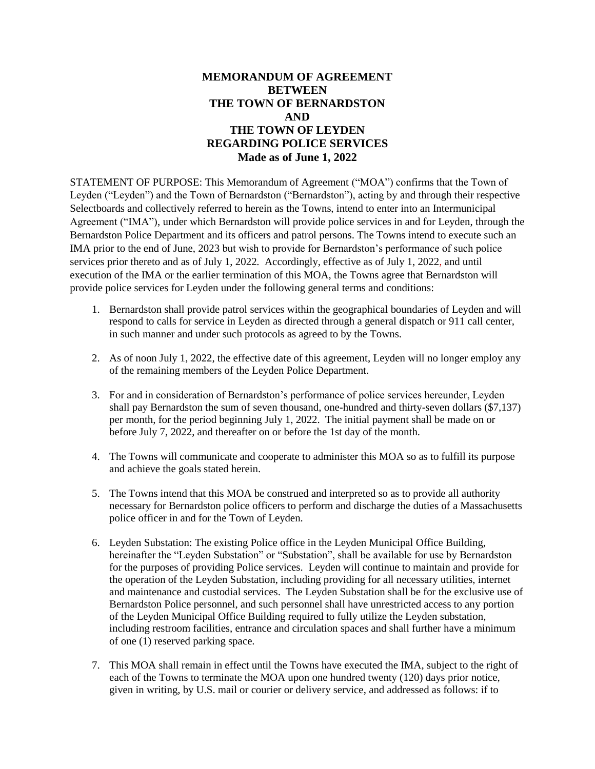# MEMORANDUM OF AGREEMENT BETWEEN THE TOWN OF BERNARDSTON AND THE TOWN OF LEYDEN REGARDING POLICE SERVICES

**Made as of June 1, 2022**

STATEMENT OF PURPOSE: This Memorandum of Agreement ("MOA") confirms that the Town of Leyden ("Leyden") and the Town of Bernardston ("Bernardston"), acting by and through their respective Selectboards and collectively referred to herein as the Towns, intend to enter into an Intermunicipal Agreement ("IMA"), under which Bernardston will provide police services in and for Leyden, through the Bernardston Police Department and its officers and patrol persons. The Towns intend to execute such an IMA prior to the end of June, 2023 but wish to provide for Bernardston's performance of such police services prior thereto and as of July 1, 2022. Accordingly, effective as of July 1, 2022, and until execution of the IMA or the earlier termination of this MOA, the Towns agree that Bernardston will provide police services for Leyden under the following general terms and conditions:

1. Bernardston shall provide patrol services within the geographical boundaries of Leyden and will respond to calls for service in Leyden as directed through a general dispatch or 911 call center, in such manner and under such protocols as agreed to by the Towns.

2. As of noon July 1, 2022, the effective date of this agreement, Leyden will no longer employ any of the remaining members of the Leyden Police Department.

3. For and in consideration of Bernardston's performance of police services hereunder, Leyden shall pay Bernardston the sum of seven thousand, one-hundred and thirty-seven dollars ($7,137) per month, for the period beginning July 1, 2022. The initial payment shall be made on or before July 7, 2022, and thereafter on or before the 1st day of the month.

4. The Towns will communicate and cooperate to administer this MOA so as to fulfill its purpose and achieve the goals stated herein.

5. The Towns intend that this MOA be construed and interpreted so as to provide all authority necessary for Bernardston police officers to perform and discharge the duties of a Massachusetts police officer in and for the Town of Leyden.

6. Leyden Substation: The existing Police office in the Leyden Municipal Office Building, hereinafter the "Leyden Substation" or "Substation", shall be available for use by Bernardston for the purposes of providing Police services. Leyden will continue to maintain and provide for the operation of the Leyden Substation, including providing for all necessary utilities, internet and maintenance and custodial services. The Leyden Substation shall be for the exclusive use of Bernardston Police personnel, and such personnel shall have unrestricted access to any portion of the Leyden Municipal Office Building required to fully utilize the Leyden substation, including restroom facilities, entrance and circulation spaces and shall further have a minimum of one (1) reserved parking space.

7. This MOA shall remain in effect until the Towns have executed the IMA, subject to the right of each of the Towns to terminate the MOA upon one hundred twenty (120) days prior notice, given in writing, by U.S. mail or courier or delivery service, and addressed as follows: if to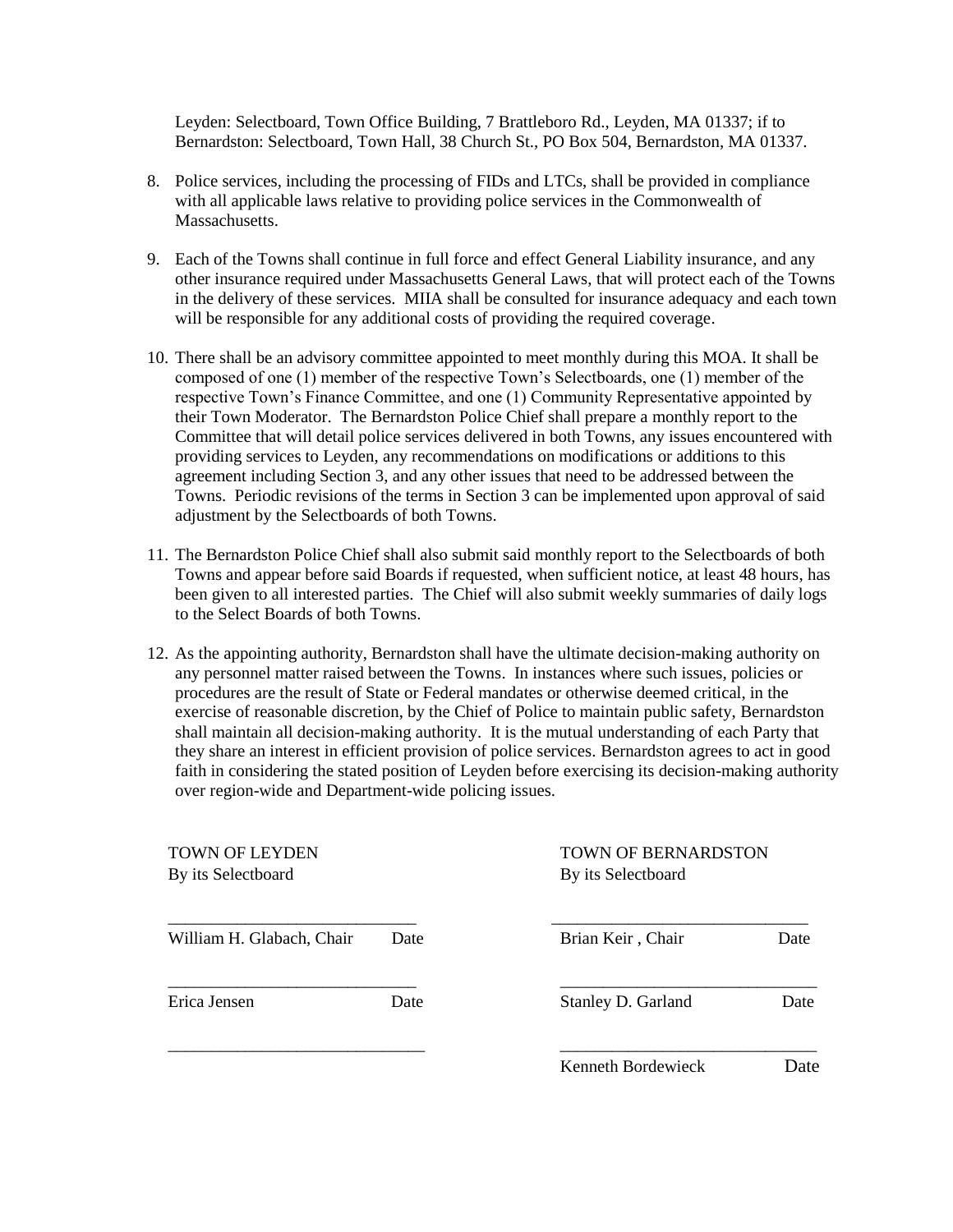Leyden: Selectboard, Town Office Building, 7 Brattleboro Rd., Leyden, MA 01337; if to Bernardston: Selectboard, Town Hall, 38 Church St., PO Box 504, Bernardston, MA 01337.

8. Police services, including the processing of FIDs and LTCs, shall be provided in compliance with all applicable laws relative to providing police services in the Commonwealth of Massachusetts.

9. Each of the Towns shall continue in full force and effect General Liability insurance, and any other insurance required under Massachusetts General Laws, that will protect each of the Towns in the delivery of these services. MIIA shall be consulted for insurance adequacy and each town will be responsible for any additional costs of providing the required coverage.

10. There shall be an advisory committee appointed to meet monthly during this MOA. It shall be composed of one (1) member of the respective Town's Selectboards, one (1) member of the respective Town's Finance Committee, and one (1) Community Representative appointed by their Town Moderator. The Bernardston Police Chief shall prepare a monthly report to the Committee that will detail police services delivered in both Towns, any issues encountered with providing services to Leyden, any recommendations on modifications or additions to this agreement including Section 3, and any other issues that need to be addressed between the Towns. Periodic revisions of the terms in Section 3 can be implemented upon approval of said adjustment by the Selectboards of both Towns.

11. The Bernardston Police Chief shall also submit said monthly report to the Selectboards of both Towns and appear before said Boards if requested, when sufficient notice, at least 48 hours, has been given to all interested parties. The Chief will also submit weekly summaries of daily logs to the Select Boards of both Towns.

12. As the appointing authority, Bernardston shall have the ultimate decision-making authority on any personnel matter raised between the Towns. In instances where such issues, policies or procedures are the result of State or Federal mandates or otherwise deemed critical, in the exercise of reasonable discretion, by the Chief of Police to maintain public safety, Bernardston shall maintain all decision-making authority. It is the mutual understanding of each Party that they share an interest in efficient provision of police services. Bernardston agrees to act in good faith in considering the stated position of Leyden before exercising its decision-making authority over region-wide and Department-wide policing issues.

TOWN OF LEYDEN
By its Selectboard

\_\_\_\_\_\_\_\_\_\_\_\_\_\_\_\_\_\_\_\_\_\_\_\_\_\_\_\_\_\_
William H. Glabach, Chair          Date

\_\_\_\_\_\_\_\_\_\_\_\_\_\_\_\_\_\_\_\_\_\_\_\_\_\_\_\_\_\_
Erica Jensen          Date

\_\_\_\_\_\_\_\_\_\_\_\_\_\_\_\_\_\_\_\_\_\_\_\_\_\_\_\_\_\_

TOWN OF BERNARDSTON
By its Selectboard

\_\_\_\_\_\_\_\_\_\_\_\_\_\_\_\_\_\_\_\_\_\_\_\_\_\_\_\_\_\_
Brian Keir , Chair          Date

\_\_\_\_\_\_\_\_\_\_\_\_\_\_\_\_\_\_\_\_\_\_\_\_\_\_\_\_\_\_
Stanley D. Garland          Date

\_\_\_\_\_\_\_\_\_\_\_\_\_\_\_\_\_\_\_\_\_\_\_\_\_\_\_\_\_\_
Kenneth Bordewieck          Date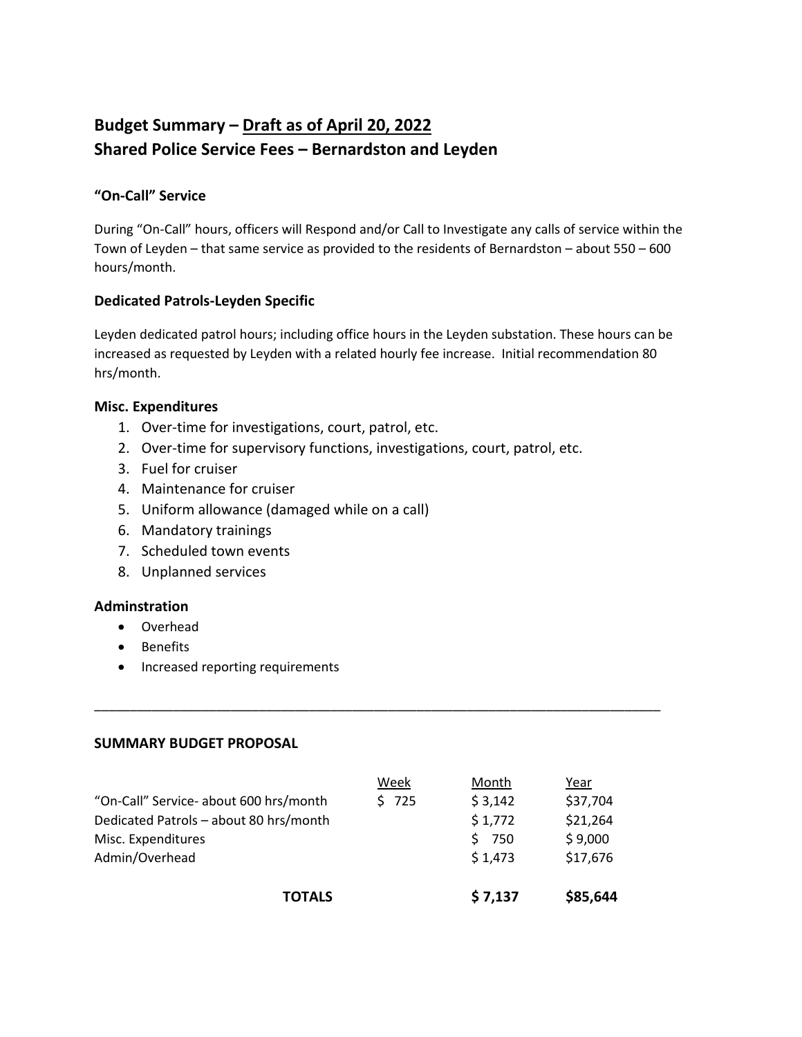# Budget Summary – <u>Draft as of April 20, 2022</u>
# Shared Police Service Fees – Bernardston and Leyden

### "On-Call" Service

During "On-Call" hours, officers will Respond and/or Call to Investigate any calls of service within the Town of Leyden – that same service as provided to the residents of Bernardston – about 550 – 600 hours/month.

### Dedicated Patrols-Leyden Specific

Leyden dedicated patrol hours; including office hours in the Leyden substation. These hours can be increased as requested by Leyden with a related hourly fee increase. Initial recommendation 80 hrs/month.

### Misc. Expenditures

1. Over-time for investigations, court, patrol, etc.
2. Over-time for supervisory functions, investigations, court, patrol, etc.
3. Fuel for cruiser
4. Maintenance for cruiser
5. Uniform allowance (damaged while on a call)
6. Mandatory trainings
7. Scheduled town events
8. Unplanned services

### Adminstration

- Overhead
- Benefits
- Increased reporting requirements

---

### SUMMARY BUDGET PROPOSAL

| | Week | Month | Year |
|---|---|---|---|
| "On-Call" Service- about 600 hrs/month | $ 725 | $ 3,142 | $37,704 |
| Dedicated Patrols – about 80 hrs/month | | $ 1,772 | $21,264 |
| Misc. Expenditures | | $ 750 | $ 9,000 |
| Admin/Overhead | | $ 1,473 | $17,676 |
| **TOTALS** | | **$ 7,137** | **$85,644** |